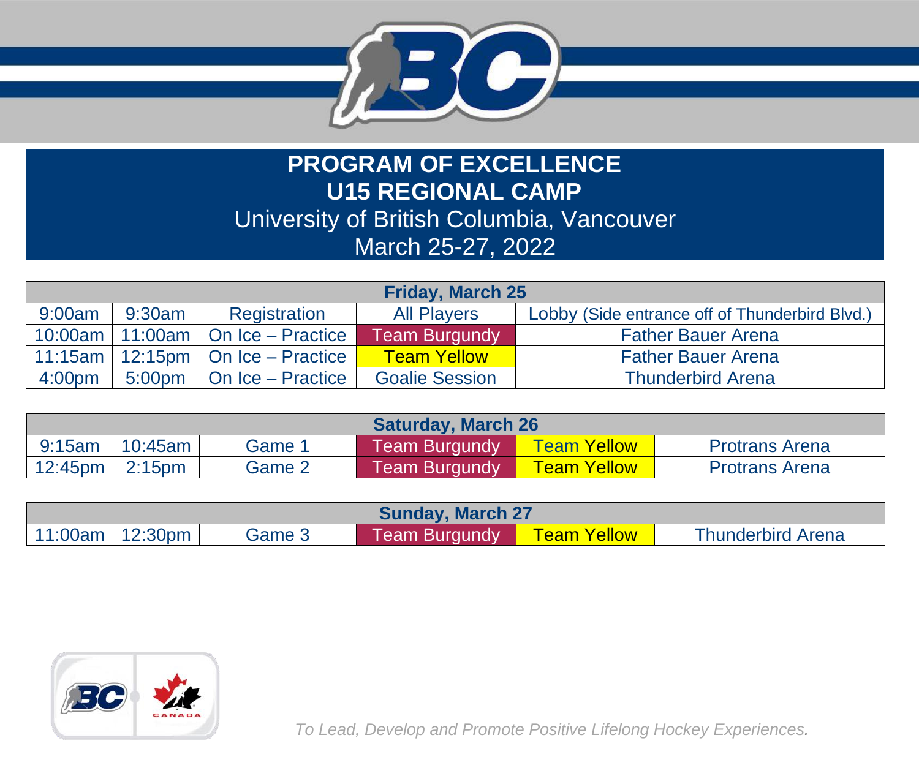# PROGRAM OF EXCELLENCE
# U15 REGIONAL CAMP

University of British Columbia, Vancouver
March 25-27, 2022

| **Friday, March 25** | | | | |
|---|---|---|---|---|
| 9:00am | 9:30am | Registration | All Players | Lobby (Side entrance off of Thunderbird Blvd.) |
| 10:00am | 11:00am | On Ice – Practice | Team Burgundy | Father Bauer Arena |
| 11:15am | 12:15pm | On Ice – Practice | Team Yellow | Father Bauer Arena |
| 4:00pm | 5:00pm | On Ice – Practice | Goalie Session | Thunderbird Arena |

| **Saturday, March 26** | | | | | |
|---|---|---|---|---|---|
| 9:15am | 10:45am | Game 1 | Team Burgundy | Team Yellow | Protrans Arena |
| 12:45pm | 2:15pm | Game 2 | Team Burgundy | Team Yellow | Protrans Arena |

| **Sunday, March 27** | | | | | |
|---|---|---|---|---|---|
| 11:00am | 12:30pm | Game 3 | Team Burgundy | Team Yellow | Thunderbird Arena |

*To Lead, Develop and Promote Positive Lifelong Hockey Experiences.*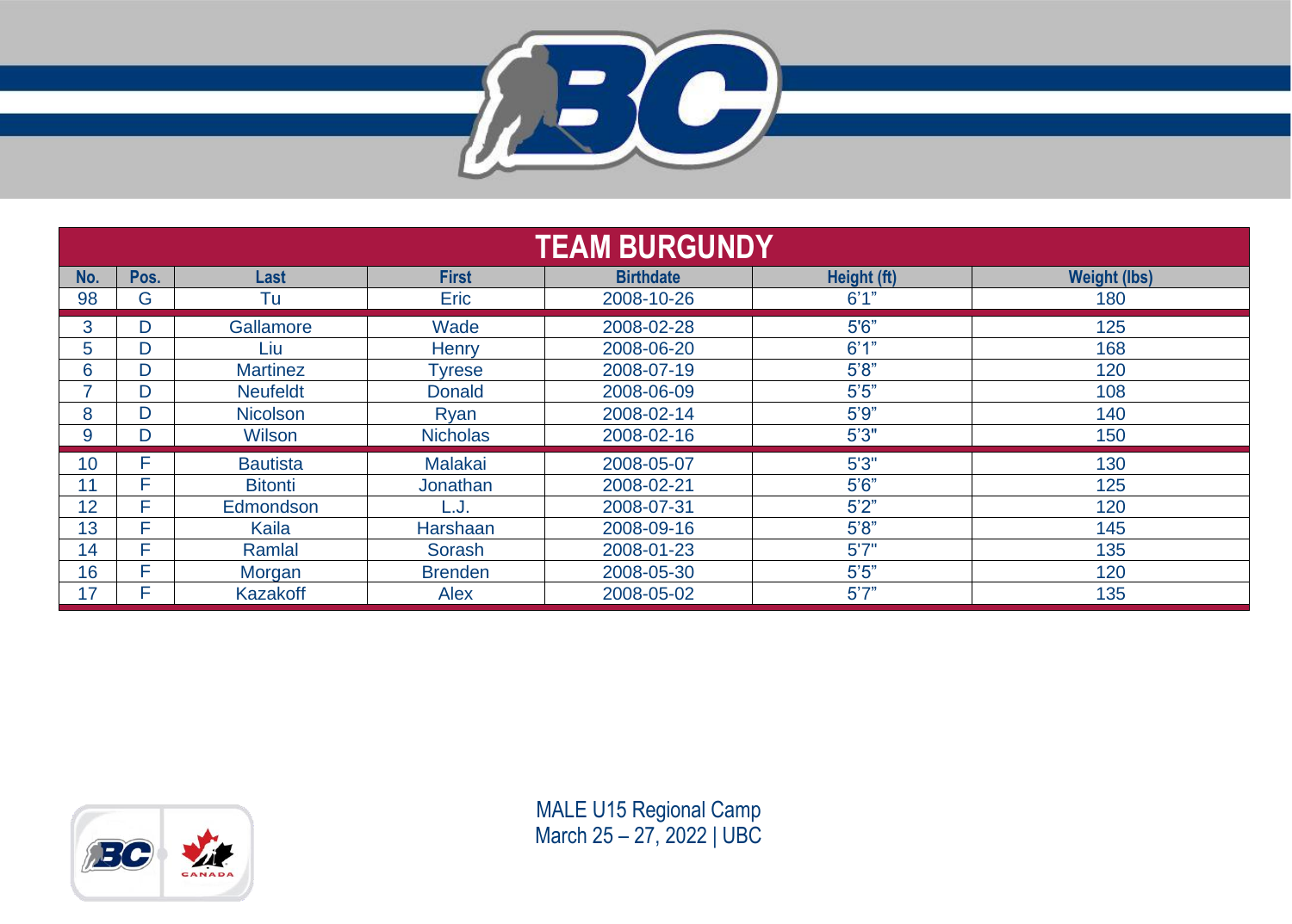## TEAM BURGUNDY

| No. | Pos. | Last | First | Birthdate | Height (ft) | Weight (lbs) |
|---|---|---|---|---|---|---|
| 98 | G | Tu | Eric | 2008-10-26 | 6'1" | 180 |
| 3 | D | Gallamore | Wade | 2008-02-28 | 5'6" | 125 |
| 5 | D | Liu | Henry | 2008-06-20 | 6'1" | 168 |
| 6 | D | Martinez | Tyrese | 2008-07-19 | 5'8" | 120 |
| 7 | D | Neufeldt | Donald | 2008-06-09 | 5'5" | 108 |
| 8 | D | Nicolson | Ryan | 2008-02-14 | 5'9" | 140 |
| 9 | D | Wilson | Nicholas | 2008-02-16 | 5'3" | 150 |
| 10 | F | Bautista | Malakai | 2008-05-07 | 5'3" | 130 |
| 11 | F | Bitonti | Jonathan | 2008-02-21 | 5'6" | 125 |
| 12 | F | Edmondson | L.J. | 2008-07-31 | 5'2" | 120 |
| 13 | F | Kaila | Harshaan | 2008-09-16 | 5'8" | 145 |
| 14 | F | Ramlal | Sorash | 2008-01-23 | 5'7" | 135 |
| 16 | F | Morgan | Brenden | 2008-05-30 | 5'5" | 120 |
| 17 | F | Kazakoff | Alex | 2008-05-02 | 5'7" | 135 |

MALE U15 Regional Camp
March 25 – 27, 2022 | UBC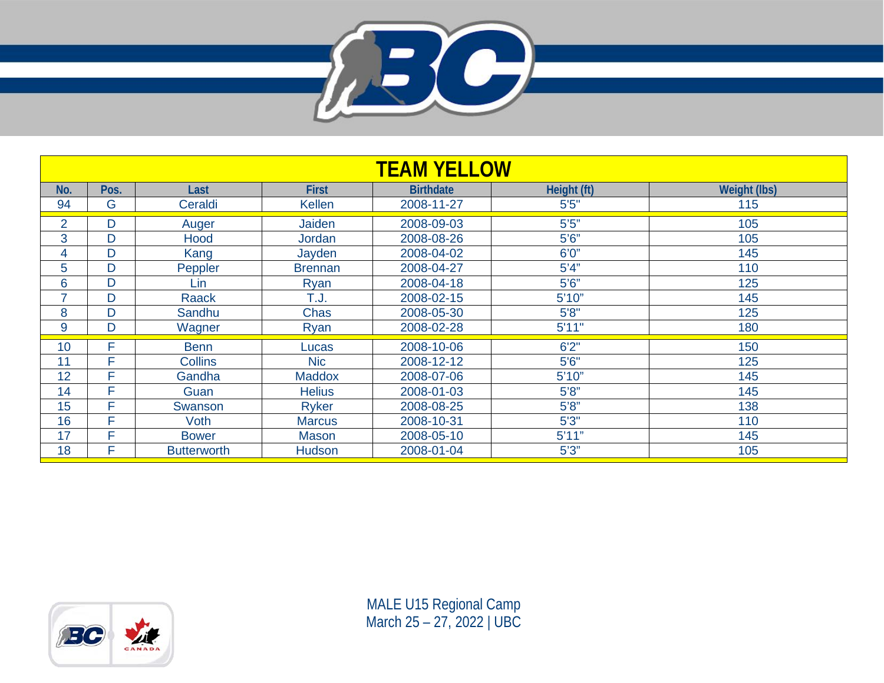## TEAM YELLOW

| No. | Pos. | Last | First | Birthdate | Height (ft) | Weight (lbs) |
|---|---|---|---|---|---|---|
| 94 | G | Ceraldi | Kellen | 2008-11-27 | 5'5" | 115 |
| 2 | D | Auger | Jaiden | 2008-09-03 | 5'5" | 105 |
| 3 | D | Hood | Jordan | 2008-08-26 | 5'6" | 105 |
| 4 | D | Kang | Jayden | 2008-04-02 | 6'0" | 145 |
| 5 | D | Peppler | Brennan | 2008-04-27 | 5'4" | 110 |
| 6 | D | Lin | Ryan | 2008-04-18 | 5'6" | 125 |
| 7 | D | Raack | T.J. | 2008-02-15 | 5'10" | 145 |
| 8 | D | Sandhu | Chas | 2008-05-30 | 5'8" | 125 |
| 9 | D | Wagner | Ryan | 2008-02-28 | 5'11" | 180 |
| 10 | F | Benn | Lucas | 2008-10-06 | 6'2" | 150 |
| 11 | F | Collins | Nic | 2008-12-12 | 5'6" | 125 |
| 12 | F | Gandha | Maddox | 2008-07-06 | 5'10" | 145 |
| 14 | F | Guan | Helius | 2008-01-03 | 5'8" | 145 |
| 15 | F | Swanson | Ryker | 2008-08-25 | 5'8" | 138 |
| 16 | F | Voth | Marcus | 2008-10-31 | 5'3" | 110 |
| 17 | F | Bower | Mason | 2008-05-10 | 5'11" | 145 |
| 18 | F | Butterworth | Hudson | 2008-01-04 | 5'3" | 105 |

MALE U15 Regional Camp
March 25 – 27, 2022 | UBC